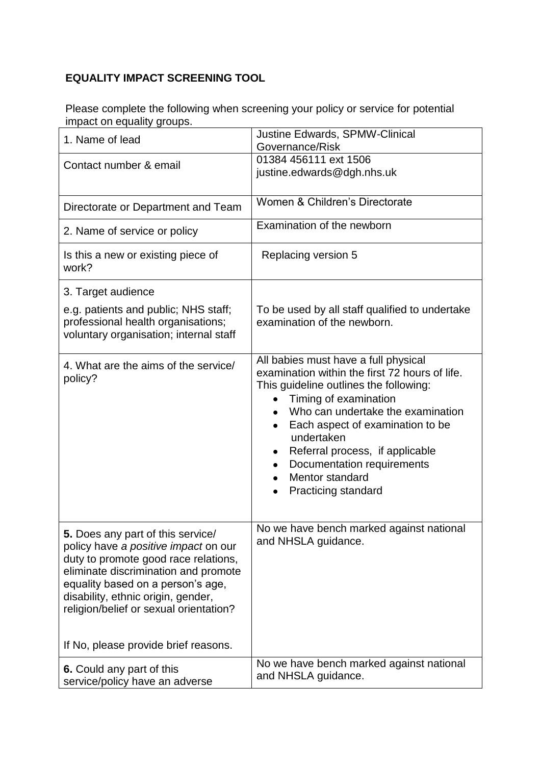**EQUALITY IMPACT SCREENING TOOL**

Please complete the following when screening your policy or service for potential impact on equality groups.

| | |
|---|---|
| 1. Name of lead | Justine Edwards, SPMW-Clinical Governance/Risk |
| Contact number & email | 01384 456111 ext 1506<br>justine.edwards@dgh.nhs.uk |
| Directorate or Department and Team | Women & Children's Directorate |
| 2. Name of service or policy | Examination of the newborn |
| Is this a new or existing piece of work? | Replacing version 5 |
| 3. Target audience<br><br>e.g. patients and public; NHS staff; professional health organisations; voluntary organisation; internal staff | To be used by all staff qualified to undertake examination of the newborn. |
| 4. What are the aims of the service/ policy? | All babies must have a full physical examination within the first 72 hours of life. This guideline outlines the following:<br>• Timing of examination<br>• Who can undertake the examination<br>• Each aspect of examination to be undertaken<br>• Referral process, if applicable<br>• Documentation requirements<br>• Mentor standard<br>• Practicing standard |
| **5.** Does any part of this service/ policy have *a positive impact* on our duty to promote good race relations, eliminate discrimination and promote equality based on a person's age, disability, ethnic origin, gender, religion/belief or sexual orientation?<br><br>If No, please provide brief reasons. | No we have bench marked against national and NHSLA guidance. |
| **6.** Could any part of this service/policy have an adverse | No we have bench marked against national and NHSLA guidance. |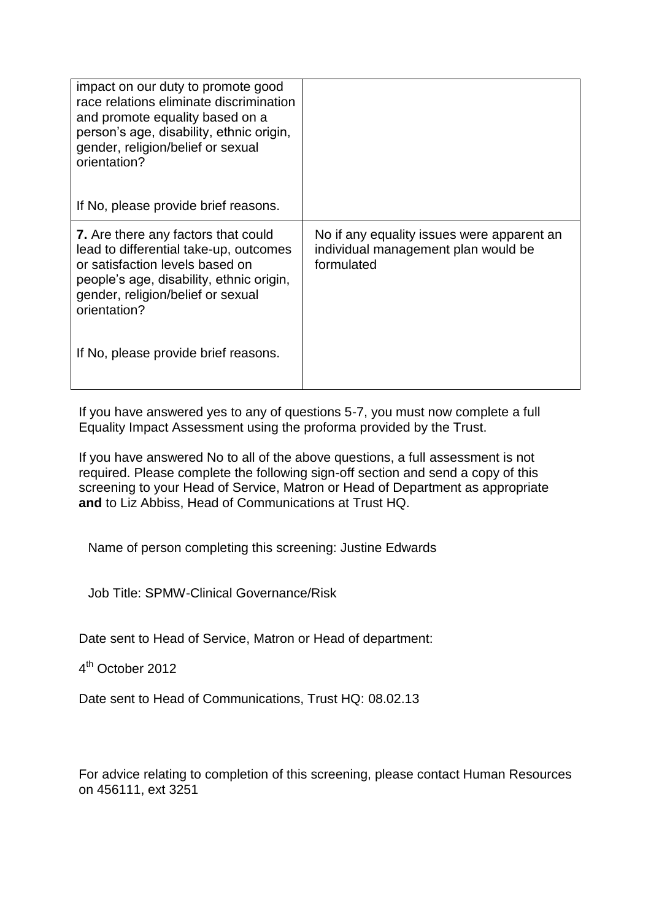| | |
|---|---|
| impact on our duty to promote good race relations eliminate discrimination and promote equality based on a person's age, disability, ethnic origin, gender, religion/belief or sexual orientation?<br><br>If No, please provide brief reasons. | |
| **7.** Are there any factors that could lead to differential take-up, outcomes or satisfaction levels based on people's age, disability, ethnic origin, gender, religion/belief or sexual orientation?<br><br>If No, please provide brief reasons. | No if any equality issues were apparent an individual management plan would be formulated |

If you have answered yes to any of questions 5-7, you must now complete a full Equality Impact Assessment using the proforma provided by the Trust.

If you have answered No to all of the above questions, a full assessment is not required. Please complete the following sign-off section and send a copy of this screening to your Head of Service, Matron or Head of Department as appropriate **and** to Liz Abbiss, Head of Communications at Trust HQ.

Name of person completing this screening: Justine Edwards

Job Title: SPMW-Clinical Governance/Risk

Date sent to Head of Service, Matron or Head of department:

4th October 2012

Date sent to Head of Communications, Trust HQ: 08.02.13

For advice relating to completion of this screening, please contact Human Resources on 456111, ext 3251